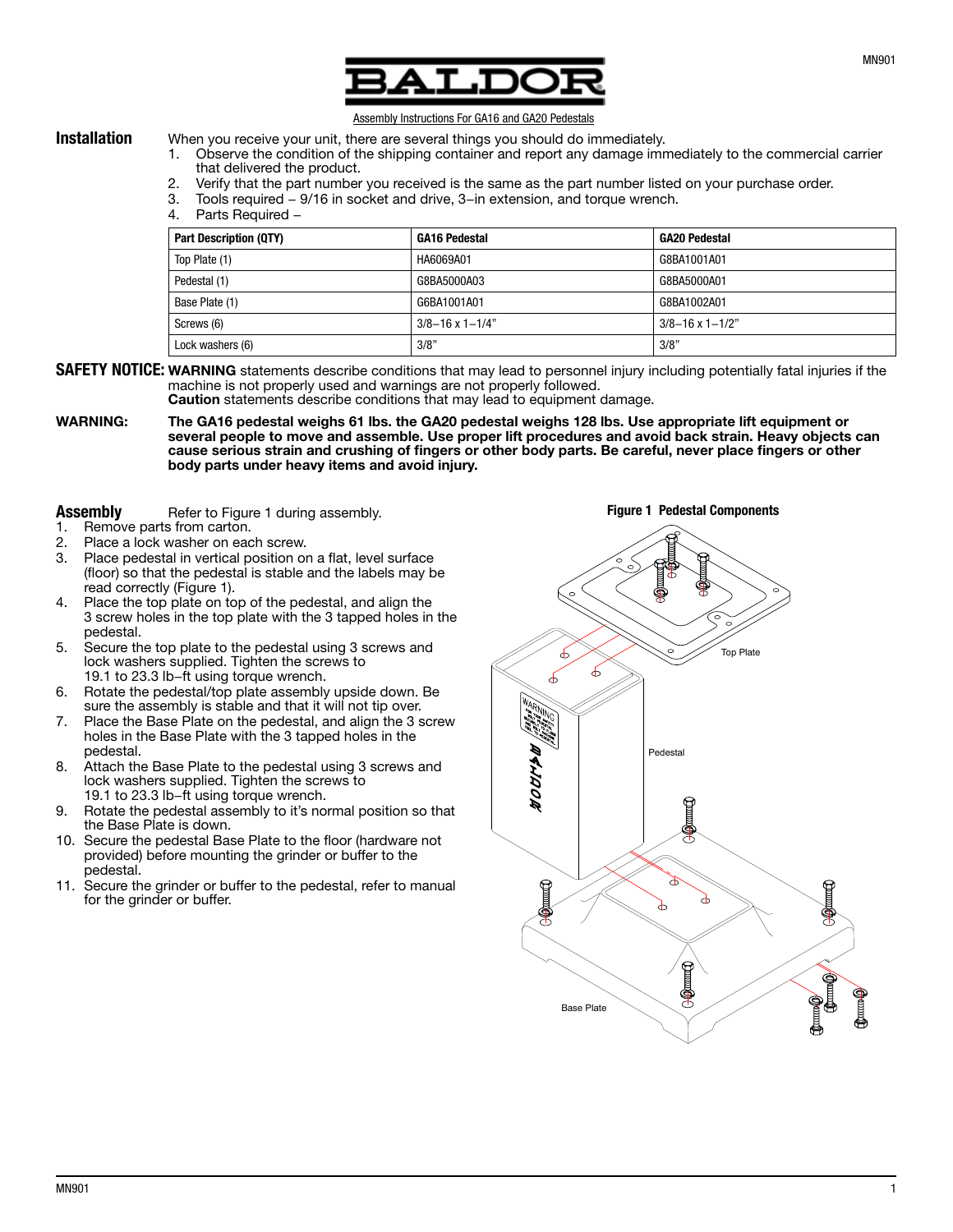BALDOR

Assembly Instructions For GA16 and GA20 Pedestals

## Installation

When you receive your unit, there are several things you should do immediately.

1. Observe the condition of the shipping container and report any damage immediately to the commercial carrier that delivered the product.
2. Verify that the part number you received is the same as the part number listed on your purchase order.
3. Tools required – 9/16 in socket and drive, 3–in extension, and torque wrench.
4. Parts Required –

| Part Description (QTY) | GA16 Pedestal | GA20 Pedestal |
|---|---|---|
| Top Plate (1) | HA6069A01 | G8BA1001A01 |
| Pedestal (1) | G8BA5000A03 | G8BA5000A01 |
| Base Plate (1) | G6BA1001A01 | G8BA1002A01 |
| Screws (6) | 3/8–16 x 1–1/4" | 3/8–16 x 1–1/2" |
| Lock washers (6) | 3/8" | 3/8" |

**SAFETY NOTICE:** **WARNING** statements describe conditions that may lead to personnel injury including potentially fatal injuries if the machine is not properly used and warnings are not properly followed.
**Caution** statements describe conditions that may lead to equipment damage.

**WARNING:** **The GA16 pedestal weighs 61 lbs. the GA20 pedestal weighs 128 lbs. Use appropriate lift equipment or several people to move and assemble. Use proper lift procedures and avoid back strain. Heavy objects can cause serious strain and crushing of fingers or other body parts. Be careful, never place fingers or other body parts under heavy items and avoid injury.**

## Assembly

Refer to Figure 1 during assembly.

1. Remove parts from carton.
2. Place a lock washer on each screw.
3. Place pedestal in vertical position on a flat, level surface (floor) so that the pedestal is stable and the labels may be read correctly (Figure 1).
4. Place the top plate on top of the pedestal, and align the 3 screw holes in the top plate with the 3 tapped holes in the pedestal.
5. Secure the top plate to the pedestal using 3 screws and lock washers supplied. Tighten the screws to 19.1 to 23.3 lb–ft using torque wrench.
6. Rotate the pedestal/top plate assembly upside down. Be sure the assembly is stable and that it will not tip over.
7. Place the Base Plate on the pedestal, and align the 3 screw holes in the Base Plate with the 3 tapped holes in the pedestal.
8. Attach the Base Plate to the pedestal using 3 screws and lock washers supplied. Tighten the screws to 19.1 to 23.3 lb–ft using torque wrench.
9. Rotate the pedestal assembly to it's normal position so that the Base Plate is down.
10. Secure the pedestal Base Plate to the floor (hardware not provided) before mounting the grinder or buffer to the pedestal.
11. Secure the grinder or buffer to the pedestal, refer to manual for the grinder or buffer.

**Figure 1 Pedestal Components**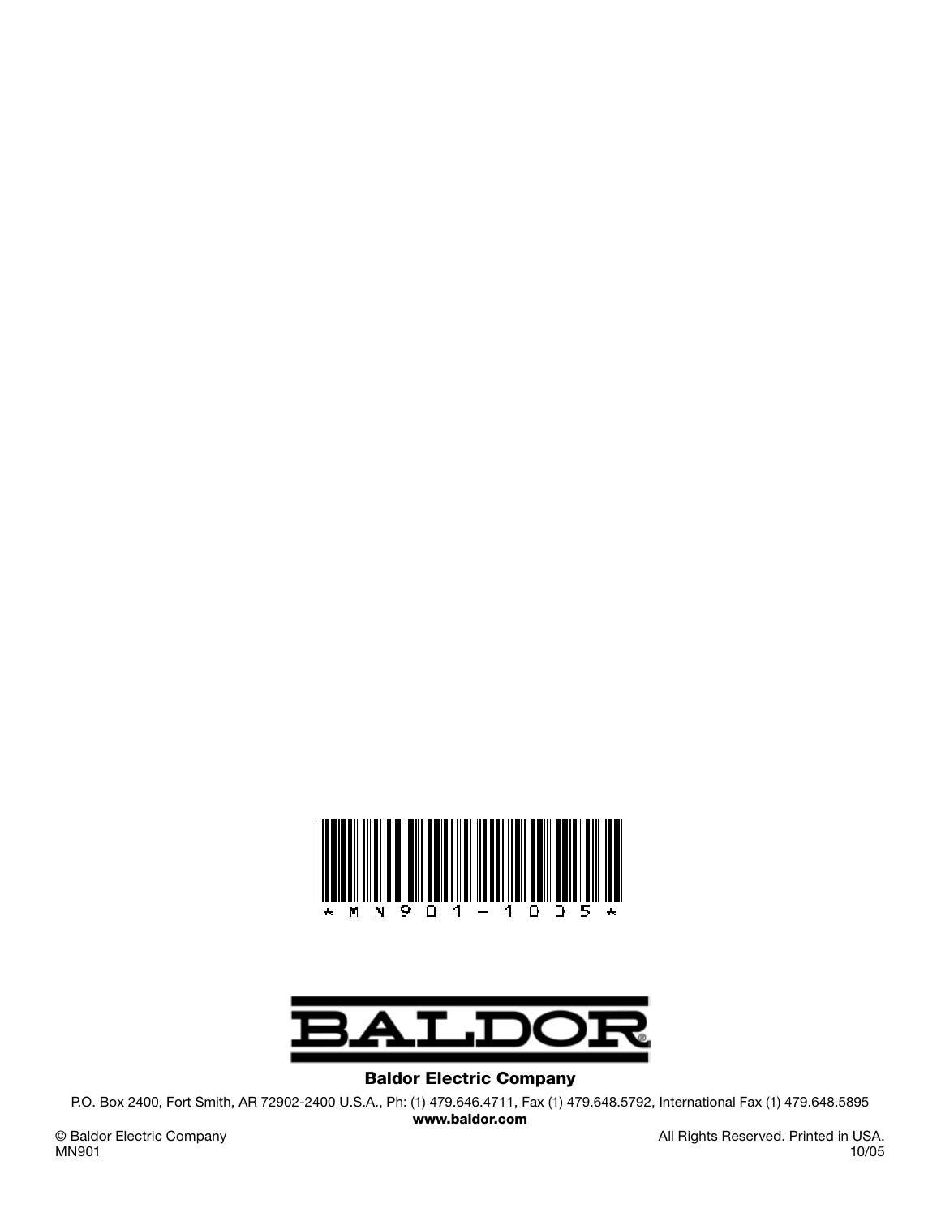*MN901-1005*

BALDOR

**Baldor Electric Company**

P.O. Box 2400, Fort Smith, AR 72902-2400 U.S.A., Ph: (1) 479.646.4711, Fax (1) 479.648.5792, International Fax (1) 479.648.5895

**www.baldor.com**

© Baldor Electric Company
MN901

All Rights Reserved. Printed in USA.
10/05